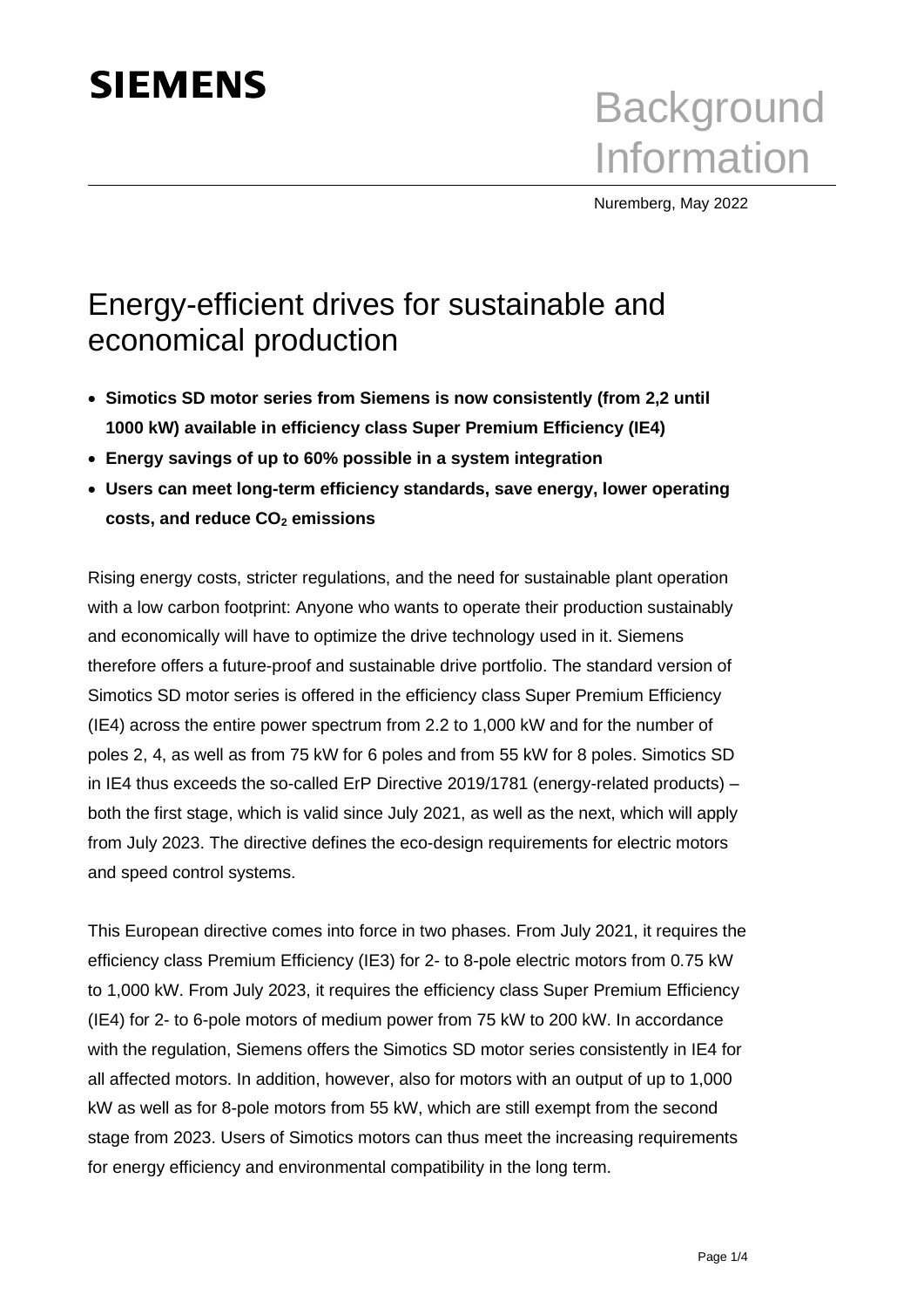SIEMENS

# Background Information

Nuremberg, May 2022

## Energy-efficient drives for sustainable and economical production

- **Simotics SD motor series from Siemens is now consistently (from 2,2 until 1000 kW) available in efficiency class Super Premium Efficiency (IE4)**
- **Energy savings of up to 60% possible in a system integration**
- **Users can meet long-term efficiency standards, save energy, lower operating costs, and reduce $CO_2$ emissions**

Rising energy costs, stricter regulations, and the need for sustainable plant operation with a low carbon footprint: Anyone who wants to operate their production sustainably and economically will have to optimize the drive technology used in it. Siemens therefore offers a future-proof and sustainable drive portfolio. The standard version of Simotics SD motor series is offered in the efficiency class Super Premium Efficiency (IE4) across the entire power spectrum from 2.2 to 1,000 kW and for the number of poles 2, 4, as well as from 75 kW for 6 poles and from 55 kW for 8 poles. Simotics SD in IE4 thus exceeds the so-called ErP Directive 2019/1781 (energy-related products) – both the first stage, which is valid since July 2021, as well as the next, which will apply from July 2023. The directive defines the eco-design requirements for electric motors and speed control systems.

This European directive comes into force in two phases. From July 2021, it requires the efficiency class Premium Efficiency (IE3) for 2- to 8-pole electric motors from 0.75 kW to 1,000 kW. From July 2023, it requires the efficiency class Super Premium Efficiency (IE4) for 2- to 6-pole motors of medium power from 75 kW to 200 kW. In accordance with the regulation, Siemens offers the Simotics SD motor series consistently in IE4 for all affected motors. In addition, however, also for motors with an output of up to 1,000 kW as well as for 8-pole motors from 55 kW, which are still exempt from the second stage from 2023. Users of Simotics motors can thus meet the increasing requirements for energy efficiency and environmental compatibility in the long term.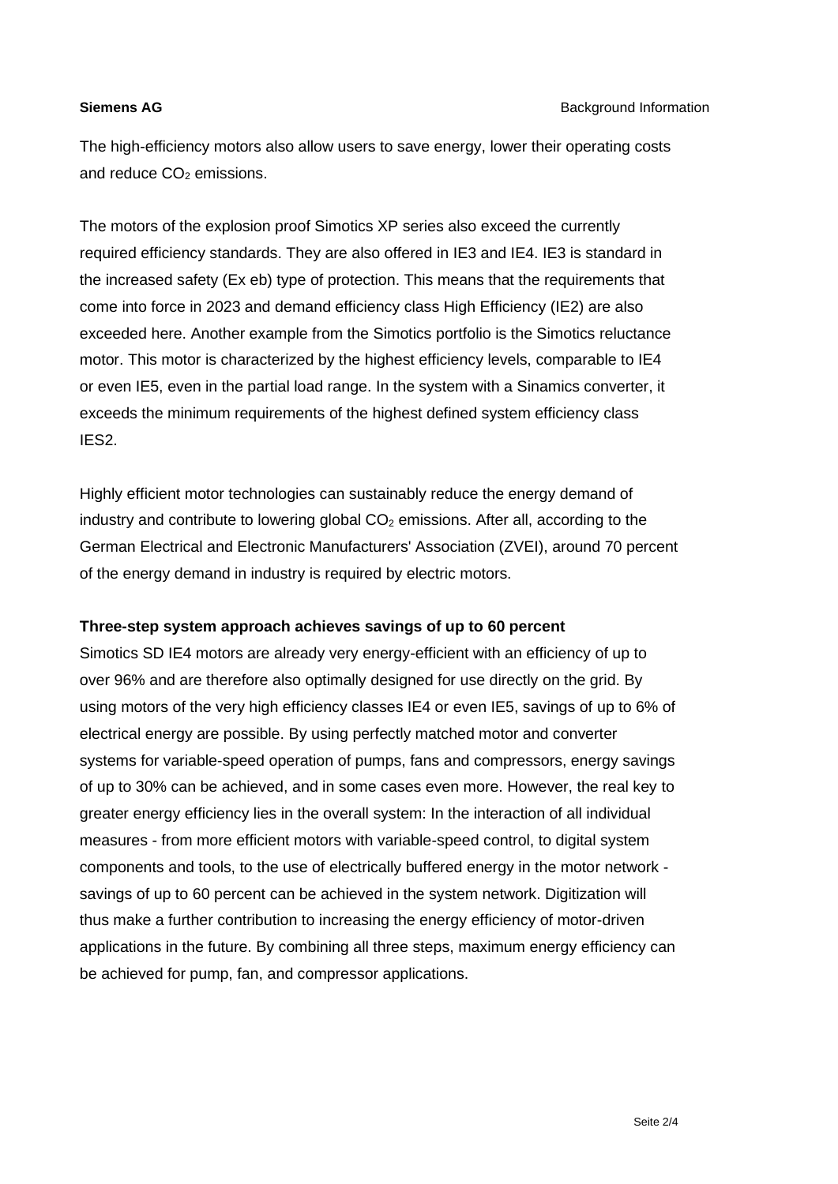The high-efficiency motors also allow users to save energy, lower their operating costs and reduce $CO_2$ emissions.

The motors of the explosion proof Simotics XP series also exceed the currently required efficiency standards. They are also offered in IE3 and IE4. IE3 is standard in the increased safety (Ex eb) type of protection. This means that the requirements that come into force in 2023 and demand efficiency class High Efficiency (IE2) are also exceeded here. Another example from the Simotics portfolio is the Simotics reluctance motor. This motor is characterized by the highest efficiency levels, comparable to IE4 or even IE5, even in the partial load range. In the system with a Sinamics converter, it exceeds the minimum requirements of the highest defined system efficiency class IES2.

Highly efficient motor technologies can sustainably reduce the energy demand of industry and contribute to lowering global $CO_2$ emissions. After all, according to the German Electrical and Electronic Manufacturers' Association (ZVEI), around 70 percent of the energy demand in industry is required by electric motors.

**Three-step system approach achieves savings of up to 60 percent**

Simotics SD IE4 motors are already very energy-efficient with an efficiency of up to over 96% and are therefore also optimally designed for use directly on the grid. By using motors of the very high efficiency classes IE4 or even IE5, savings of up to 6% of electrical energy are possible. By using perfectly matched motor and converter systems for variable-speed operation of pumps, fans and compressors, energy savings of up to 30% can be achieved, and in some cases even more. However, the real key to greater energy efficiency lies in the overall system: In the interaction of all individual measures - from more efficient motors with variable-speed control, to digital system components and tools, to the use of electrically buffered energy in the motor network - savings of up to 60 percent can be achieved in the system network. Digitization will thus make a further contribution to increasing the energy efficiency of motor-driven applications in the future. By combining all three steps, maximum energy efficiency can be achieved for pump, fan, and compressor applications.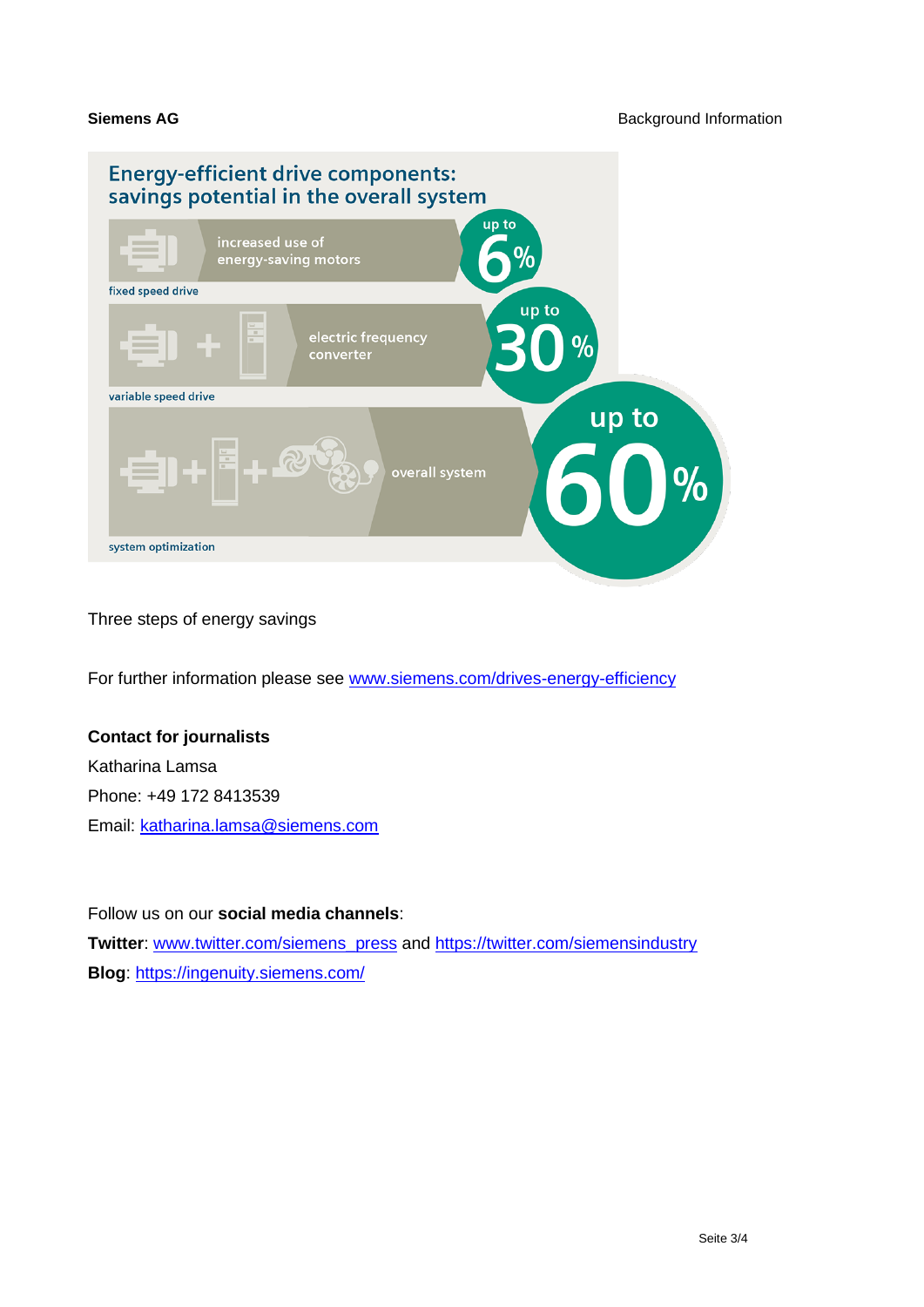## Energy-efficient drive components: savings potential in the overall system

| Stage | Measure | Savings |
| --- | --- | --- |
| fixed speed drive | increased use of energy-saving motors | up to 6% |
| variable speed drive | electric frequency converter | up to 30% |
| system optimization | overall system | up to 60% |

Three steps of energy savings

For further information please see www.siemens.com/drives-energy-efficiency

**Contact for journalists**
Katharina Lamsa
Phone: +49 172 8413539
Email: katharina.lamsa@siemens.com

Follow us on our **social media channels**:
**Twitter**: www.twitter.com/siemens_press and https://twitter.com/siemensindustry
**Blog**: https://ingenuity.siemens.com/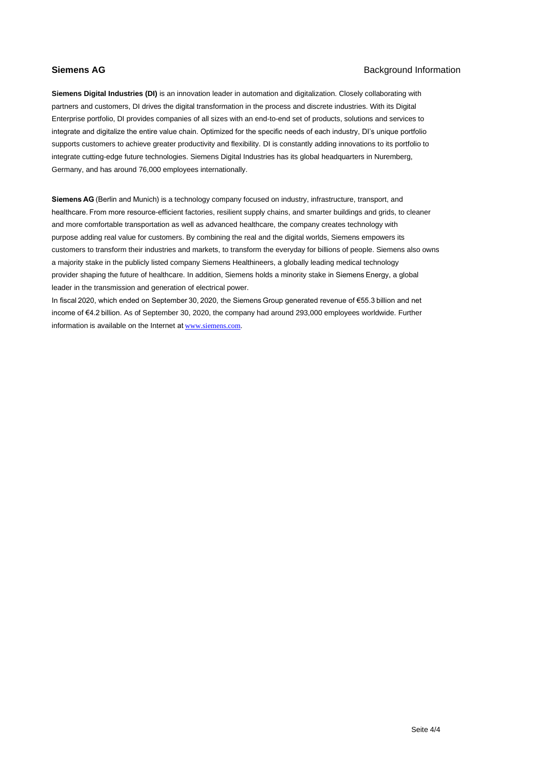**Siemens Digital Industries (DI)** is an innovation leader in automation and digitalization. Closely collaborating with partners and customers, DI drives the digital transformation in the process and discrete industries. With its Digital Enterprise portfolio, DI provides companies of all sizes with an end-to-end set of products, solutions and services to integrate and digitalize the entire value chain. Optimized for the specific needs of each industry, DI's unique portfolio supports customers to achieve greater productivity and flexibility. DI is constantly adding innovations to its portfolio to integrate cutting-edge future technologies. Siemens Digital Industries has its global headquarters in Nuremberg, Germany, and has around 76,000 employees internationally.

**Siemens AG** (Berlin and Munich) is a technology company focused on industry, infrastructure, transport, and healthcare. From more resource-efficient factories, resilient supply chains, and smarter buildings and grids, to cleaner and more comfortable transportation as well as advanced healthcare, the company creates technology with purpose adding real value for customers. By combining the real and the digital worlds, Siemens empowers its customers to transform their industries and markets, to transform the everyday for billions of people. Siemens also owns a majority stake in the publicly listed company Siemens Healthineers, a globally leading medical technology provider shaping the future of healthcare. In addition, Siemens holds a minority stake in Siemens Energy, a global leader in the transmission and generation of electrical power.

In fiscal 2020, which ended on September 30, 2020, the Siemens Group generated revenue of €55.3 billion and net income of €4.2 billion. As of September 30, 2020, the company had around 293,000 employees worldwide. Further information is available on the Internet at www.siemens.com.